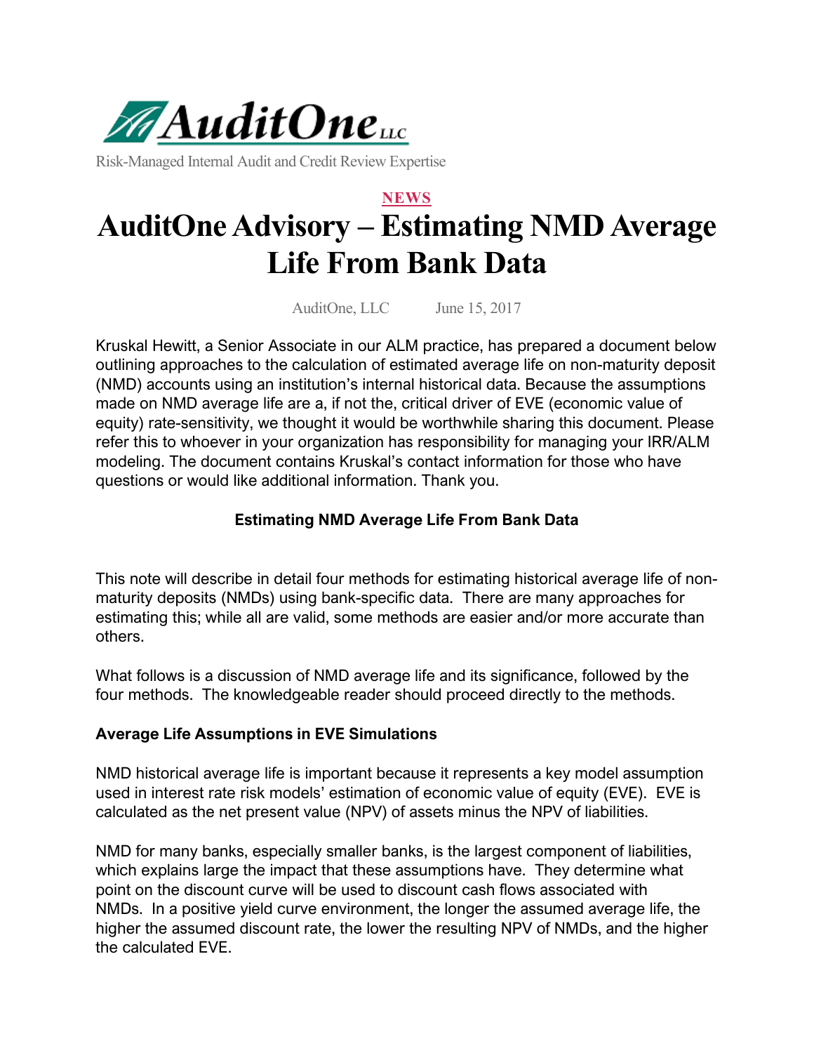**AuditOne** LLC

Risk-Managed Internal Audit and Credit Review Expertise

NEWS

# AuditOne Advisory – Estimating NMD Average Life From Bank Data

AuditOne, LLC June 15, 2017

Kruskal Hewitt, a Senior Associate in our ALM practice, has prepared a document below outlining approaches to the calculation of estimated average life on non-maturity deposit (NMD) accounts using an institution's internal historical data. Because the assumptions made on NMD average life are a, if not the, critical driver of EVE (economic value of equity) rate-sensitivity, we thought it would be worthwhile sharing this document. Please refer this to whoever in your organization has responsibility for managing your IRR/ALM modeling. The document contains Kruskal's contact information for those who have questions or would like additional information. Thank you.

## Estimating NMD Average Life From Bank Data

This note will describe in detail four methods for estimating historical average life of non-maturity deposits (NMDs) using bank-specific data. There are many approaches for estimating this; while all are valid, some methods are easier and/or more accurate than others.

What follows is a discussion of NMD average life and its significance, followed by the four methods. The knowledgeable reader should proceed directly to the methods.

### Average Life Assumptions in EVE Simulations

NMD historical average life is important because it represents a key model assumption used in interest rate risk models' estimation of economic value of equity (EVE). EVE is calculated as the net present value (NPV) of assets minus the NPV of liabilities.

NMD for many banks, especially smaller banks, is the largest component of liabilities, which explains large the impact that these assumptions have. They determine what point on the discount curve will be used to discount cash flows associated with NMDs. In a positive yield curve environment, the longer the assumed average life, the higher the assumed discount rate, the lower the resulting NPV of NMDs, and the higher the calculated EVE.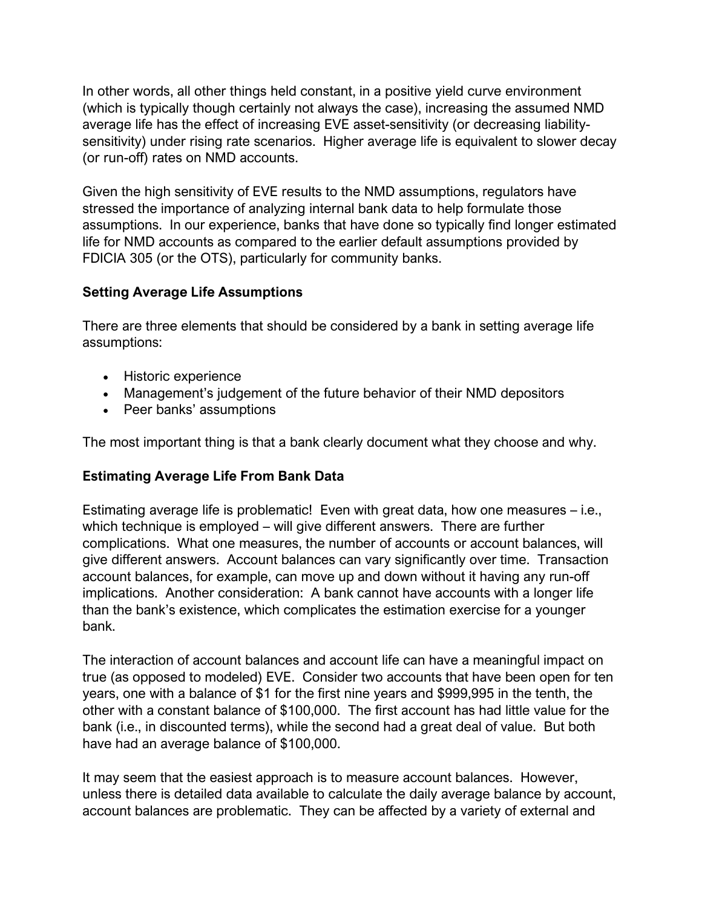In other words, all other things held constant, in a positive yield curve environment (which is typically though certainly not always the case), increasing the assumed NMD average life has the effect of increasing EVE asset-sensitivity (or decreasing liability-sensitivity) under rising rate scenarios. Higher average life is equivalent to slower decay (or run-off) rates on NMD accounts.

Given the high sensitivity of EVE results to the NMD assumptions, regulators have stressed the importance of analyzing internal bank data to help formulate those assumptions. In our experience, banks that have done so typically find longer estimated life for NMD accounts as compared to the earlier default assumptions provided by FDICIA 305 (or the OTS), particularly for community banks.

**Setting Average Life Assumptions**

There are three elements that should be considered by a bank in setting average life assumptions:

- Historic experience
- Management's judgement of the future behavior of their NMD depositors
- Peer banks' assumptions

The most important thing is that a bank clearly document what they choose and why.

**Estimating Average Life From Bank Data**

Estimating average life is problematic! Even with great data, how one measures – i.e., which technique is employed – will give different answers. There are further complications. What one measures, the number of accounts or account balances, will give different answers. Account balances can vary significantly over time. Transaction account balances, for example, can move up and down without it having any run-off implications. Another consideration: A bank cannot have accounts with a longer life than the bank's existence, which complicates the estimation exercise for a younger bank.

The interaction of account balances and account life can have a meaningful impact on true (as opposed to modeled) EVE. Consider two accounts that have been open for ten years, one with a balance of $1 for the first nine years and $999,995 in the tenth, the other with a constant balance of $100,000. The first account has had little value for the bank (i.e., in discounted terms), while the second had a great deal of value. But both have had an average balance of $100,000.

It may seem that the easiest approach is to measure account balances. However, unless there is detailed data available to calculate the daily average balance by account, account balances are problematic. They can be affected by a variety of external and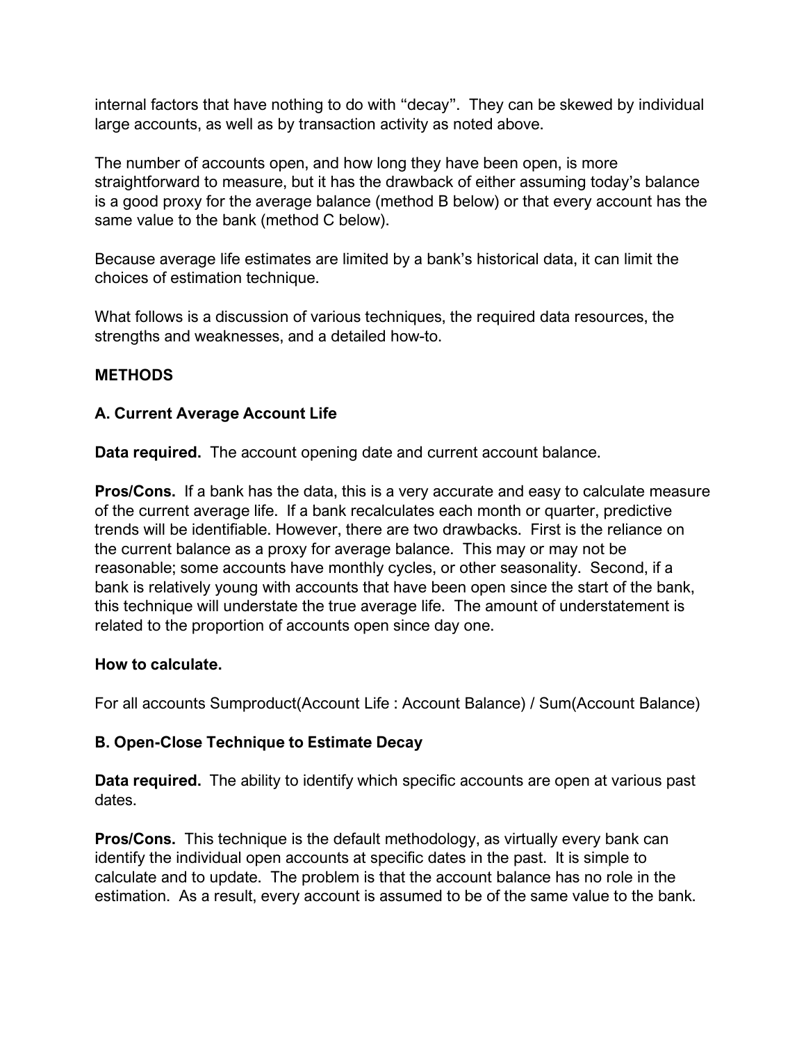internal factors that have nothing to do with "decay". They can be skewed by individual large accounts, as well as by transaction activity as noted above.

The number of accounts open, and how long they have been open, is more straightforward to measure, but it has the drawback of either assuming today's balance is a good proxy for the average balance (method B below) or that every account has the same value to the bank (method C below).

Because average life estimates are limited by a bank's historical data, it can limit the choices of estimation technique.

What follows is a discussion of various techniques, the required data resources, the strengths and weaknesses, and a detailed how-to.

**METHODS**

**A. Current Average Account Life**

**Data required.** The account opening date and current account balance.

**Pros/Cons.** If a bank has the data, this is a very accurate and easy to calculate measure of the current average life. If a bank recalculates each month or quarter, predictive trends will be identifiable. However, there are two drawbacks. First is the reliance on the current balance as a proxy for average balance. This may or may not be reasonable; some accounts have monthly cycles, or other seasonality. Second, if a bank is relatively young with accounts that have been open since the start of the bank, this technique will understate the true average life. The amount of understatement is related to the proportion of accounts open since day one.

**How to calculate.**

For all accounts Sumproduct(Account Life : Account Balance) / Sum(Account Balance)

**B. Open-Close Technique to Estimate Decay**

**Data required.** The ability to identify which specific accounts are open at various past dates.

**Pros/Cons.** This technique is the default methodology, as virtually every bank can identify the individual open accounts at specific dates in the past. It is simple to calculate and to update. The problem is that the account balance has no role in the estimation. As a result, every account is assumed to be of the same value to the bank.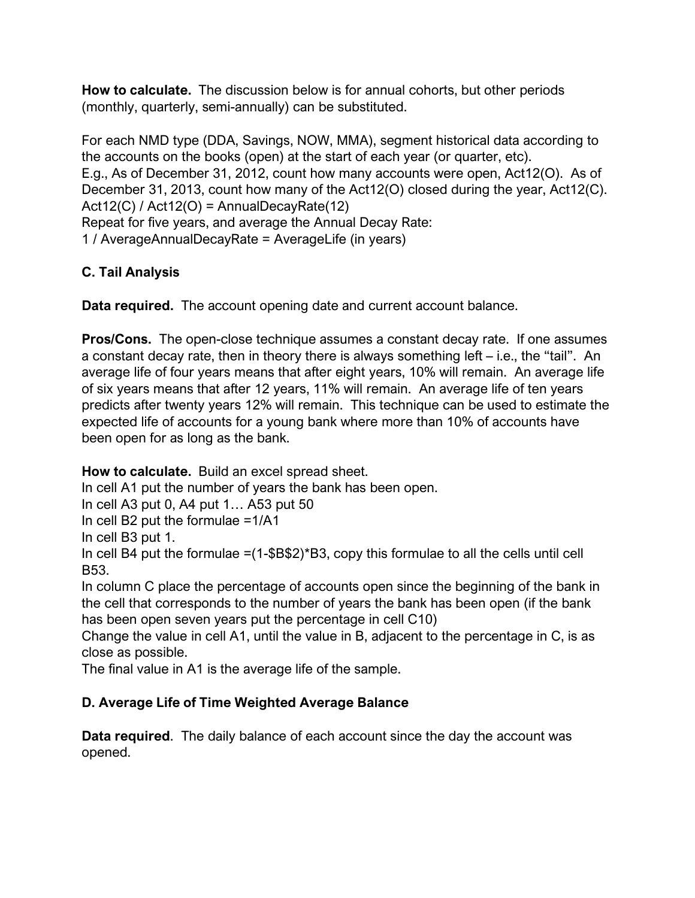**How to calculate.** The discussion below is for annual cohorts, but other periods (monthly, quarterly, semi-annually) can be substituted.

For each NMD type (DDA, Savings, NOW, MMA), segment historical data according to the accounts on the books (open) at the start of each year (or quarter, etc).
E.g., As of December 31, 2012, count how many accounts were open, Act12(O). As of December 31, 2013, count how many of the Act12(O) closed during the year, Act12(C).
Act12(C) / Act12(O) = AnnualDecayRate(12)
Repeat for five years, and average the Annual Decay Rate:
1 / AverageAnnualDecayRate = AverageLife (in years)

### C. Tail Analysis

**Data required.** The account opening date and current account balance.

**Pros/Cons.** The open-close technique assumes a constant decay rate. If one assumes a constant decay rate, then in theory there is always something left – i.e., the "tail". An average life of four years means that after eight years, 10% will remain. An average life of six years means that after 12 years, 11% will remain. An average life of ten years predicts after twenty years 12% will remain. This technique can be used to estimate the expected life of accounts for a young bank where more than 10% of accounts have been open for as long as the bank.

**How to calculate.** Build an excel spread sheet.
In cell A1 put the number of years the bank has been open.
In cell A3 put 0, A4 put 1… A53 put 50
In cell B2 put the formulae =1/A1
In cell B3 put 1.
In cell B4 put the formulae =(1-$B$2)*B3, copy this formulae to all the cells until cell B53.
In column C place the percentage of accounts open since the beginning of the bank in the cell that corresponds to the number of years the bank has been open (if the bank has been open seven years put the percentage in cell C10)
Change the value in cell A1, until the value in B, adjacent to the percentage in C, is as close as possible.
The final value in A1 is the average life of the sample.

### D. Average Life of Time Weighted Average Balance

**Data required**. The daily balance of each account since the day the account was opened.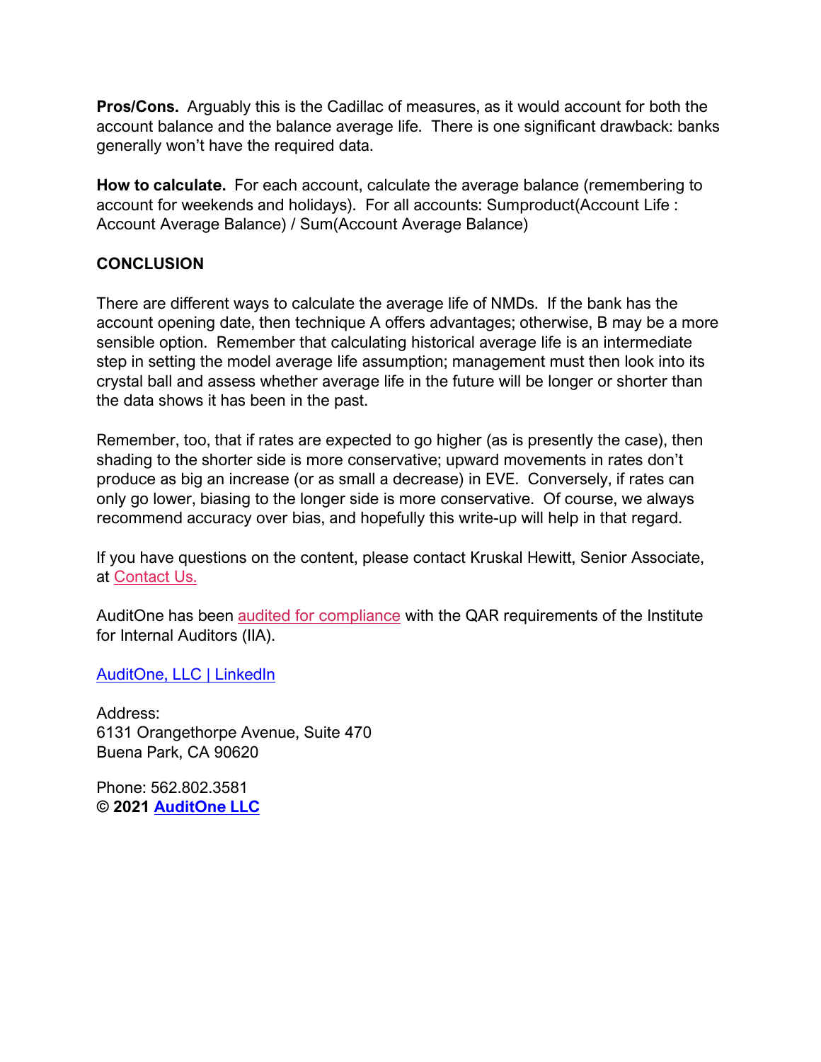**Pros/Cons.** Arguably this is the Cadillac of measures, as it would account for both the account balance and the balance average life. There is one significant drawback: banks generally won't have the required data.

**How to calculate.** For each account, calculate the average balance (remembering to account for weekends and holidays). For all accounts: Sumproduct(Account Life : Account Average Balance) / Sum(Account Average Balance)

**CONCLUSION**

There are different ways to calculate the average life of NMDs. If the bank has the account opening date, then technique A offers advantages; otherwise, B may be a more sensible option. Remember that calculating historical average life is an intermediate step in setting the model average life assumption; management must then look into its crystal ball and assess whether average life in the future will be longer or shorter than the data shows it has been in the past.

Remember, too, that if rates are expected to go higher (as is presently the case), then shading to the shorter side is more conservative; upward movements in rates don't produce as big an increase (or as small a decrease) in EVE. Conversely, if rates can only go lower, biasing to the longer side is more conservative. Of course, we always recommend accuracy over bias, and hopefully this write-up will help in that regard.

If you have questions on the content, please contact Kruskal Hewitt, Senior Associate, at Contact Us.

AuditOne has been audited for compliance with the QAR requirements of the Institute for Internal Auditors (IIA).

AuditOne, LLC | LinkedIn

Address:
6131 Orangethorpe Avenue, Suite 470
Buena Park, CA 90620

Phone: 562.802.3581
**© 2021 AuditOne LLC**